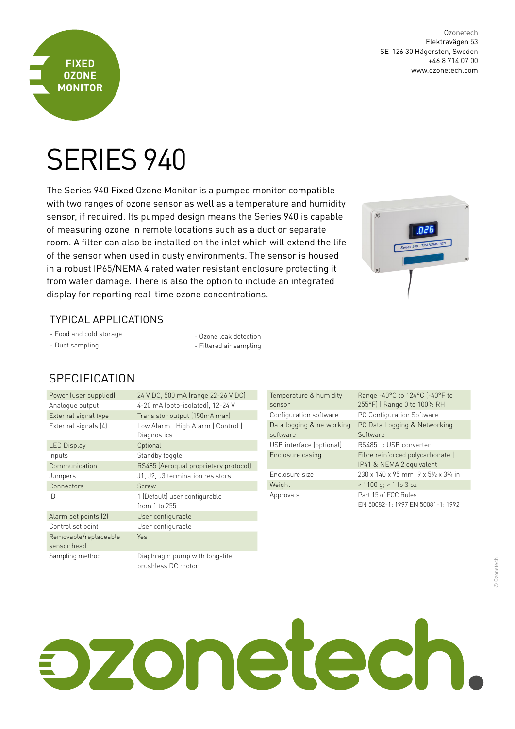FIXED OZONE MONITOR

Ozonetech
Elektravägen 53
SE-126 30 Hägersten, Sweden
+46 8 714 07 00
www.ozonetech.com

# SERIES 940

The Series 940 Fixed Ozone Monitor is a pumped monitor compatible with two ranges of ozone sensor as well as a temperature and humidity sensor, if required. Its pumped design means the Series 940 is capable of measuring ozone in remote locations such as a duct or separate room. A filter can also be installed on the inlet which will extend the life of the sensor when used in dusty environments. The sensor is housed in a robust IP65/NEMA 4 rated water resistant enclosure protecting it from water damage. There is also the option to include an integrated display for reporting real-time ozone concentrations.

## TYPICAL APPLICATIONS

- Food and cold storage
- Duct sampling
- Ozone leak detection
- Filtered air sampling

## SPECIFICATION

| | |
|---|---|
| Power (user supplied) | 24 V DC, 500 mA (range 22-26 V DC) |
| Analogue output | 4-20 mA (opto-isolated), 12-24 V |
| External signal type | Transistor output (150mA max) |
| External signals (4) | Low Alarm \| High Alarm \| Control \| Diagnostics |
| LED Display | Optional |
| Inputs | Standby toggle |
| Communication | RS485 (Aeroqual proprietary protocol) |
| Jumpers | J1, J2, J3 termination resistors |
| Connectors | Screw |
| ID | 1 (Default) user configurable from 1 to 255 |
| Alarm set points (2) | User configurable |
| Control set point | User configurable |
| Removable/replaceable sensor head | Yes |
| Sampling method | Diaphragm pump with long-life brushless DC motor |

| | |
|---|---|
| Temperature & humidity sensor | Range -40°C to 124°C (-40°F to 255°F) \| Range 0 to 100% RH |
| Configuration software | PC Configuration Software |
| Data logging & networking software | PC Data Logging & Networking Software |
| USB interface (optional) | RS485 to USB converter |
| Enclosure casing | Fibre reinforced polycarbonate \| IP41 & NEMA 2 equivalent |
| Enclosure size | 230 x 140 x 95 mm; 9 x 5½ x 3¾ in |
| Weight | < 1100 g; < 1 lb 3 oz |
| Approvals | Part 15 of FCC Rules<br>EN 50082-1: 1997 EN 50081-1: 1992 |

© Ozonetech

ozonetech.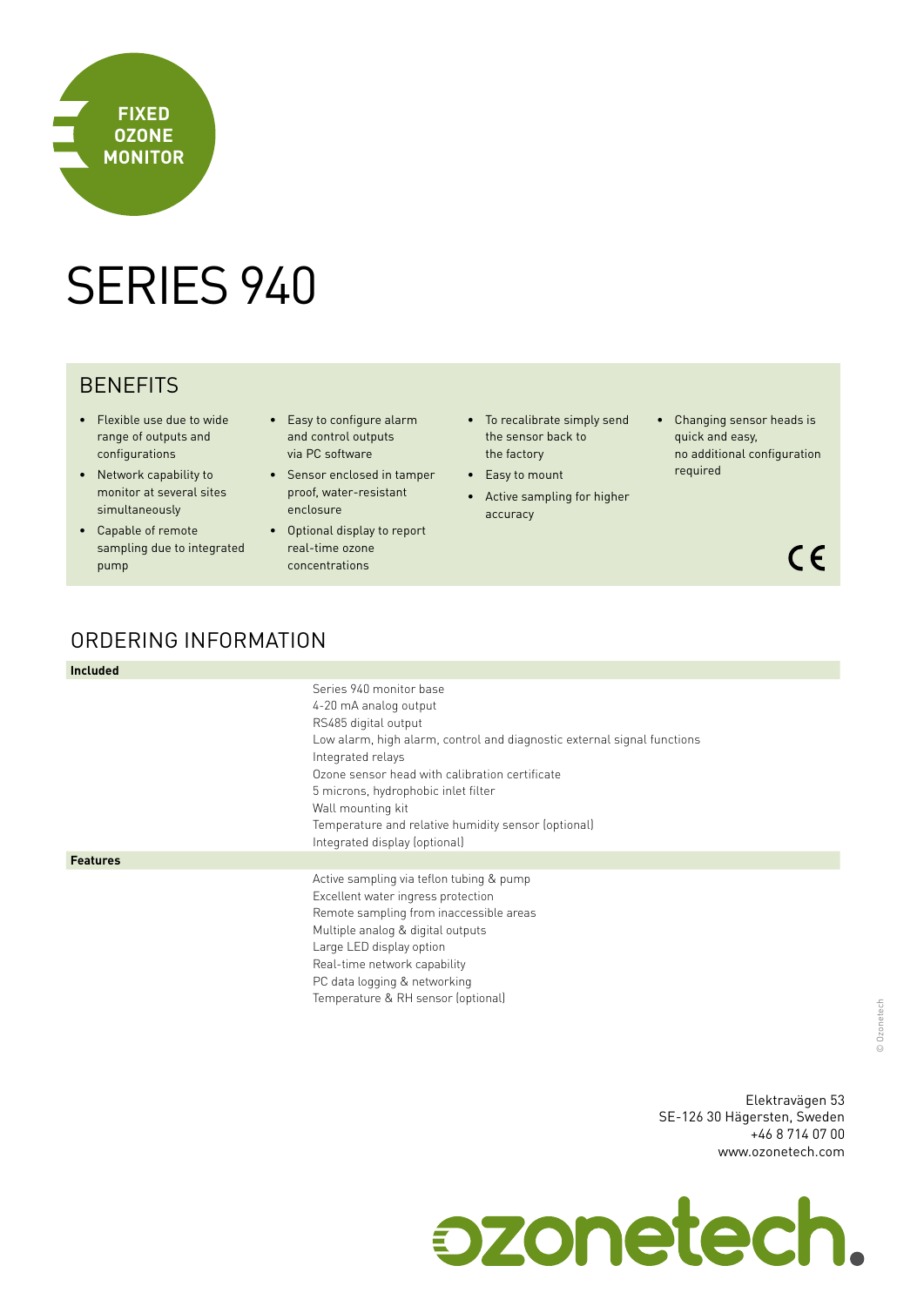**FIXED OZONE MONITOR**

# SERIES 940

## BENEFITS

- Flexible use due to wide range of outputs and configurations
- Network capability to monitor at several sites simultaneously
- Capable of remote sampling due to integrated pump
- Easy to configure alarm and control outputs via PC software
- Sensor enclosed in tamper proof, water-resistant enclosure
- Optional display to report real-time ozone concentrations
- To recalibrate simply send the sensor back to the factory
- Easy to mount
- Active sampling for higher accuracy
- Changing sensor heads is quick and easy, no additional configuration required

CE

## ORDERING INFORMATION

| | |
|---|---|
| **Included** | |
| | Series 940 monitor base |
| | 4-20 mA analog output |
| | RS485 digital output |
| | Low alarm, high alarm, control and diagnostic external signal functions |
| | Integrated relays |
| | Ozone sensor head with calibration certificate |
| | 5 microns, hydrophobic inlet filter |
| | Wall mounting kit |
| | Temperature and relative humidity sensor (optional) |
| | Integrated display (optional) |
| **Features** | |
| | Active sampling via teflon tubing & pump |
| | Excellent water ingress protection |
| | Remote sampling from inaccessible areas |
| | Multiple analog & digital outputs |
| | Large LED display option |
| | Real-time network capability |
| | PC data logging & networking |
| | Temperature & RH sensor (optional) |

© Ozonetech

Elektravägen 53
SE-126 30 Hägersten, Sweden
+46 8 714 07 00
www.ozonetech.com

ozonetech.